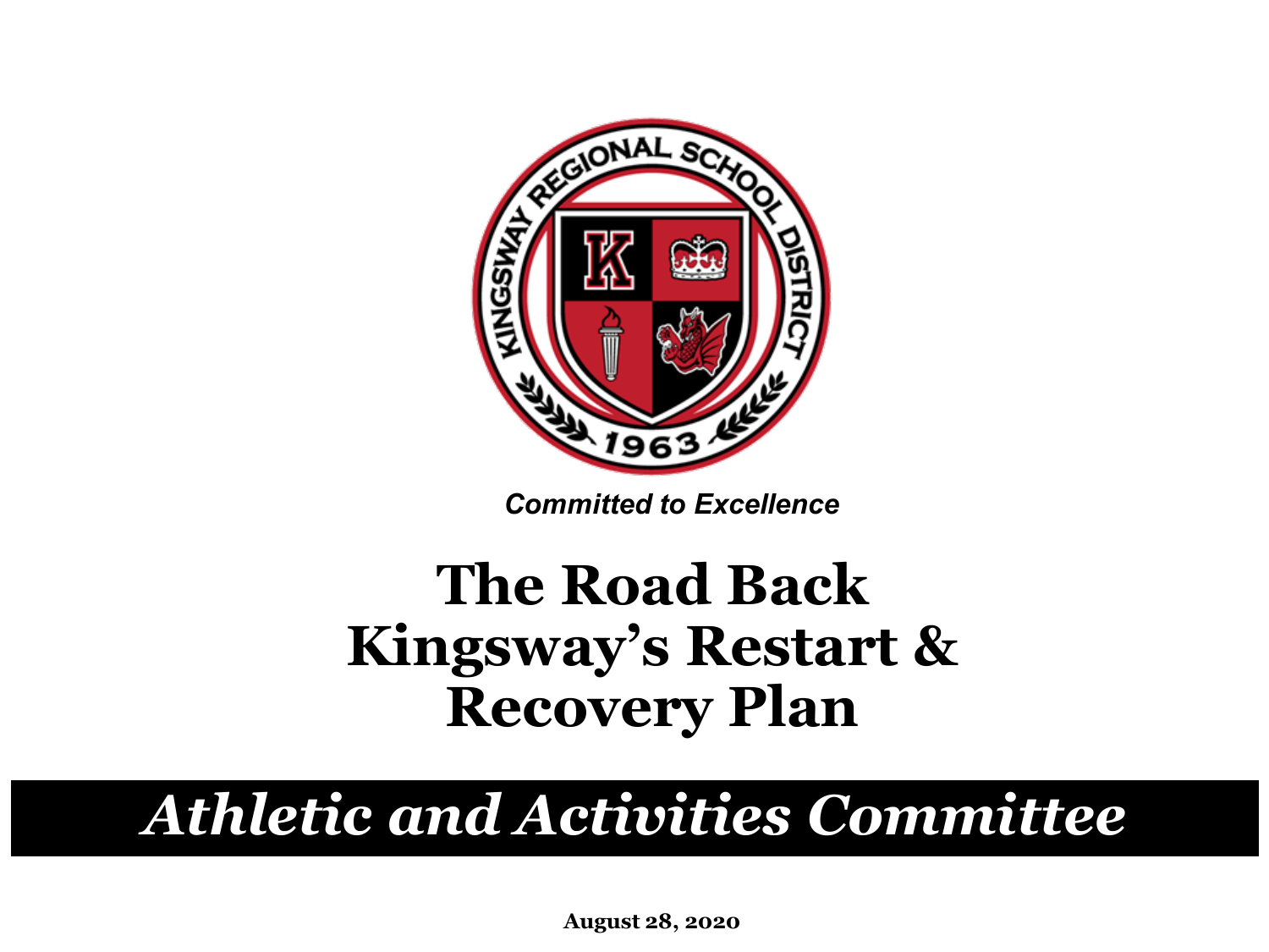*Committed to Excellence*

# The Road Back Kingsway's Restart & Recovery Plan

## *Athletic and Activities Committee*

**August 28, 2020**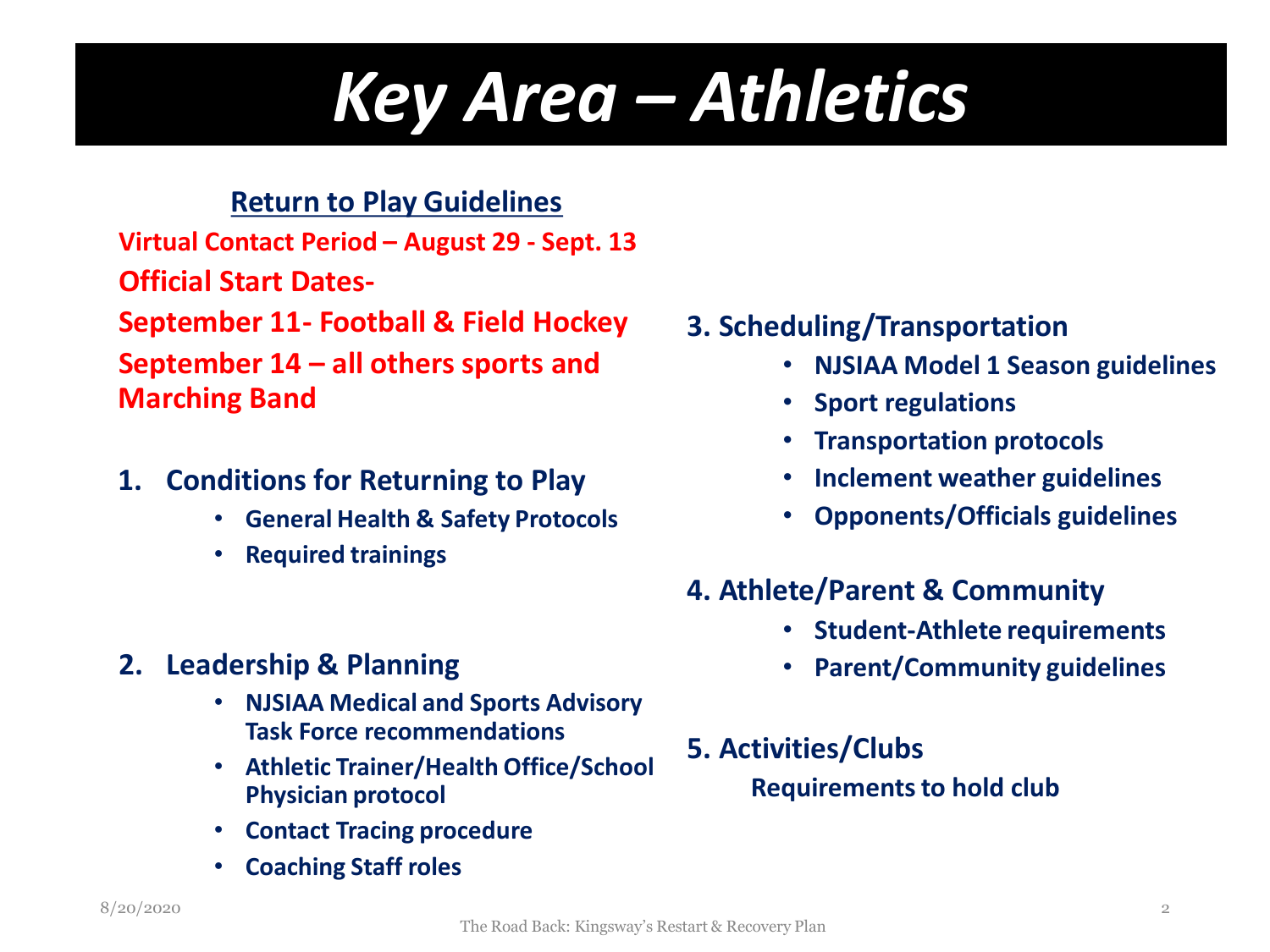# *Key Area – Athletics*

## Return to Play Guidelines

**Virtual Contact Period – August 29 - Sept. 13**

**Official Start Dates-**

**September 11- Football & Field Hockey**

**September 14 – all others sports and Marching Band**

1. **Conditions for Returning to Play**
   - **General Health & Safety Protocols**
   - **Required trainings**

2. **Leadership & Planning**
   - **NJSIAA Medical and Sports Advisory Task Force recommendations**
   - **Athletic Trainer/Health Office/School Physician protocol**
   - **Contact Tracing procedure**
   - **Coaching Staff roles**

3. **Scheduling/Transportation**
   - **NJSIAA Model 1 Season guidelines**
   - **Sport regulations**
   - **Transportation protocols**
   - **Inclement weather guidelines**
   - **Opponents/Officials guidelines**

4. **Athlete/Parent & Community**
   - **Student-Athlete requirements**
   - **Parent/Community guidelines**

5. **Activities/Clubs**

   **Requirements to hold club**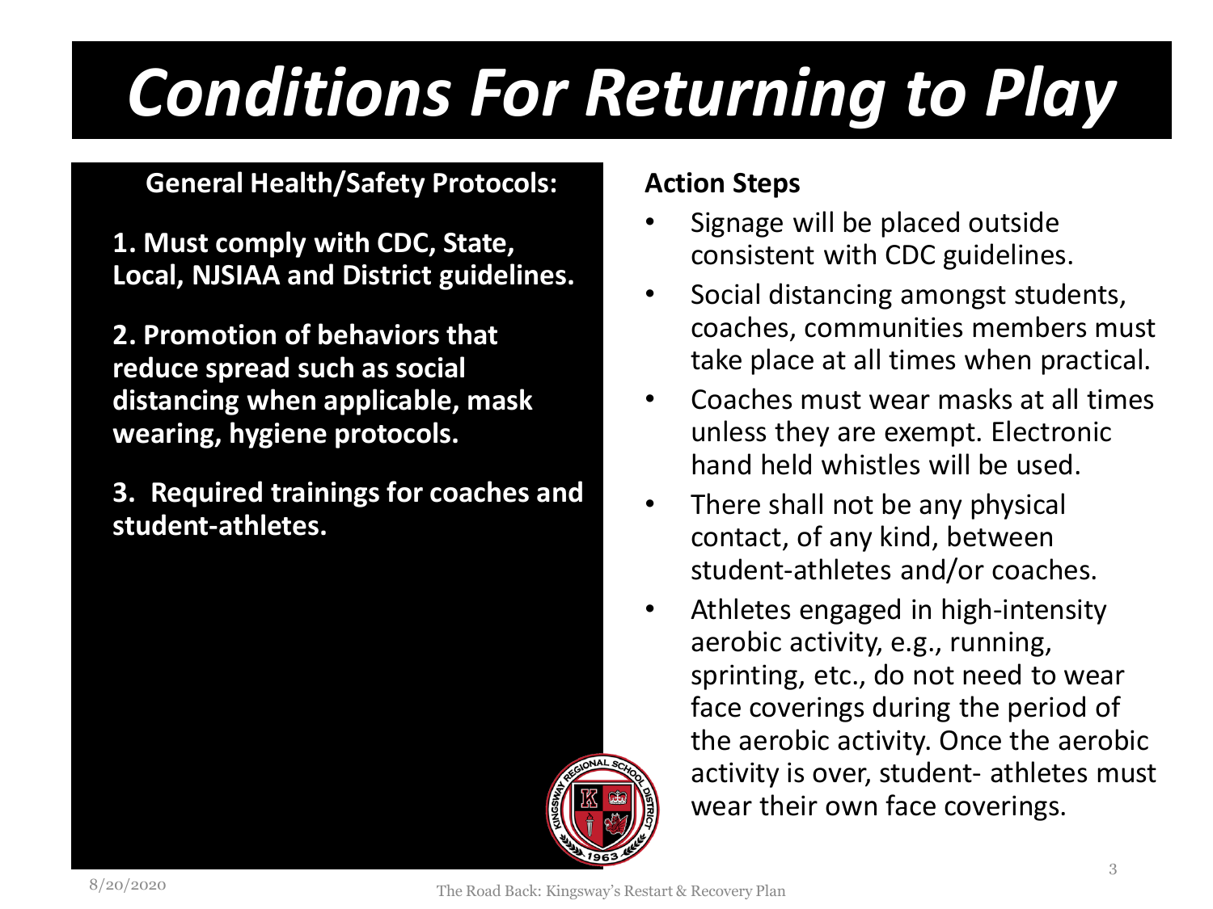# *Conditions For Returning to Play*

**General Health/Safety Protocols:**

**1. Must comply with CDC, State, Local, NJSIAA and District guidelines.**

**2. Promotion of behaviors that reduce spread such as social distancing when applicable, mask wearing, hygiene protocols.**

**3. Required trainings for coaches and student-athletes.**

**Action Steps**

- Signage will be placed outside consistent with CDC guidelines.
- Social distancing amongst students, coaches, communities members must take place at all times when practical.
- Coaches must wear masks at all times unless they are exempt. Electronic hand held whistles will be used.
- There shall not be any physical contact, of any kind, between student-athletes and/or coaches.
- Athletes engaged in high-intensity aerobic activity, e.g., running, sprinting, etc., do not need to wear face coverings during the period of the aerobic activity. Once the aerobic activity is over, student- athletes must wear their own face coverings.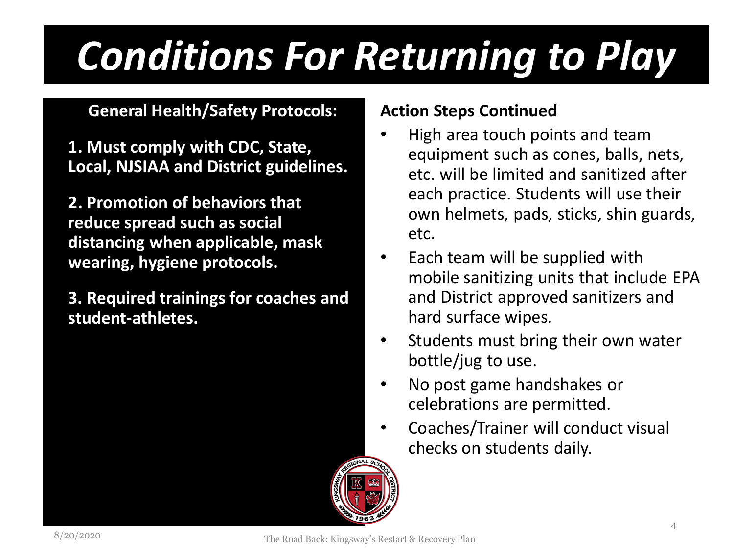# *Conditions For Returning to Play*

**General Health/Safety Protocols:**

**1. Must comply with CDC, State, Local, NJSIAA and District guidelines.**

**2. Promotion of behaviors that reduce spread such as social distancing when applicable, mask wearing, hygiene protocols.**

**3. Required trainings for coaches and student-athletes.**

**Action Steps Continued**

- High area touch points and team equipment such as cones, balls, nets, etc. will be limited and sanitized after each practice. Students will use their own helmets, pads, sticks, shin guards, etc.
- Each team will be supplied with mobile sanitizing units that include EPA and District approved sanitizers and hard surface wipes.
- Students must bring their own water bottle/jug to use.
- No post game handshakes or celebrations are permitted.
- Coaches/Trainer will conduct visual checks on students daily.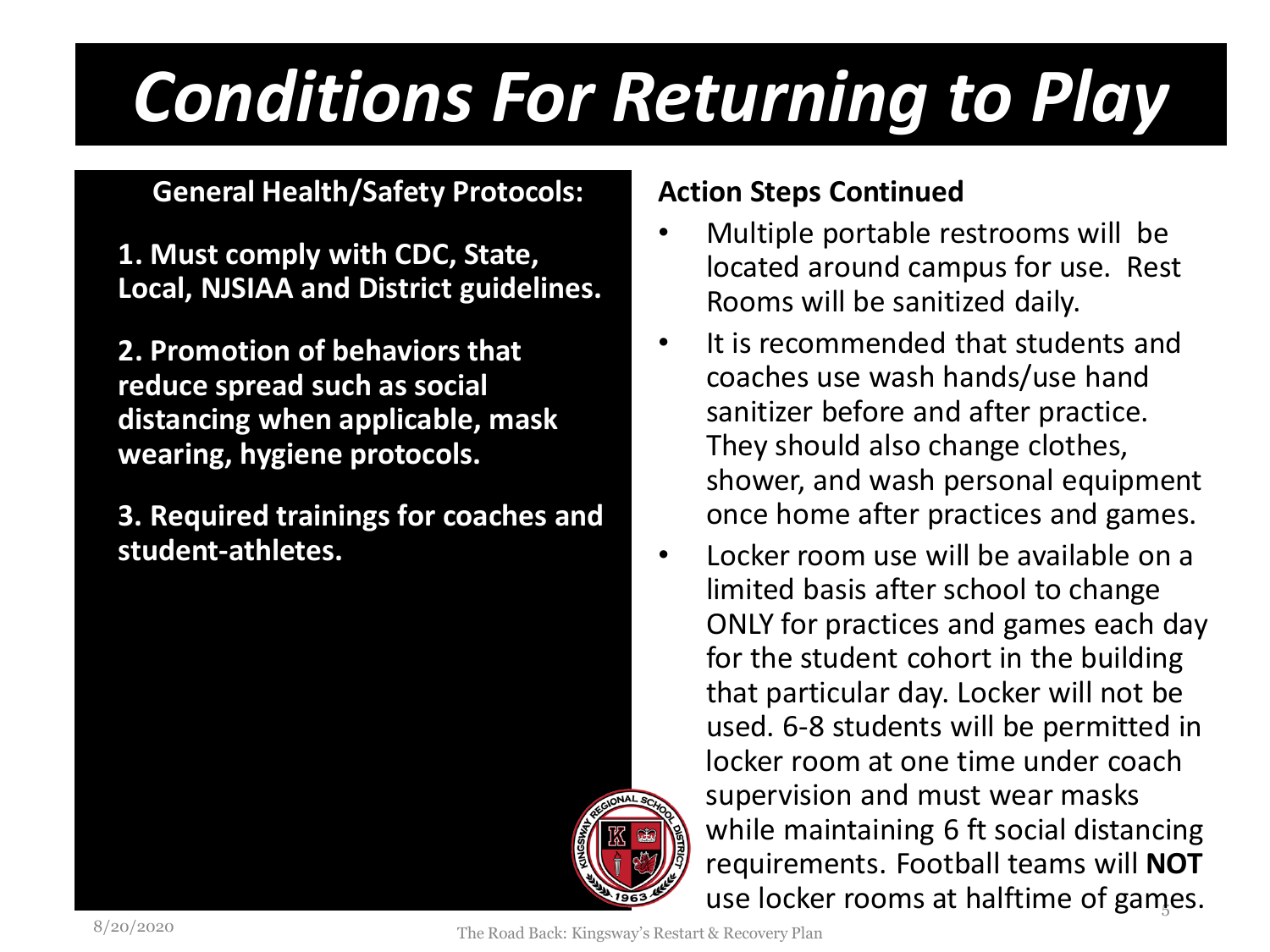# *Conditions For Returning to Play*

**General Health/Safety Protocols:**

**1. Must comply with CDC, State, Local, NJSIAA and District guidelines.**

**2. Promotion of behaviors that reduce spread such as social distancing when applicable, mask wearing, hygiene protocols.**

**3. Required trainings for coaches and student-athletes.**

**Action Steps Continued**

- Multiple portable restrooms will be located around campus for use. Rest Rooms will be sanitized daily.
- It is recommended that students and coaches use wash hands/use hand sanitizer before and after practice. They should also change clothes, shower, and wash personal equipment once home after practices and games.
- Locker room use will be available on a limited basis after school to change ONLY for practices and games each day for the student cohort in the building that particular day. Locker will not be used. 6-8 students will be permitted in locker room at one time under coach supervision and must wear masks while maintaining 6 ft social distancing requirements. Football teams will **NOT** use locker rooms at halftime of games.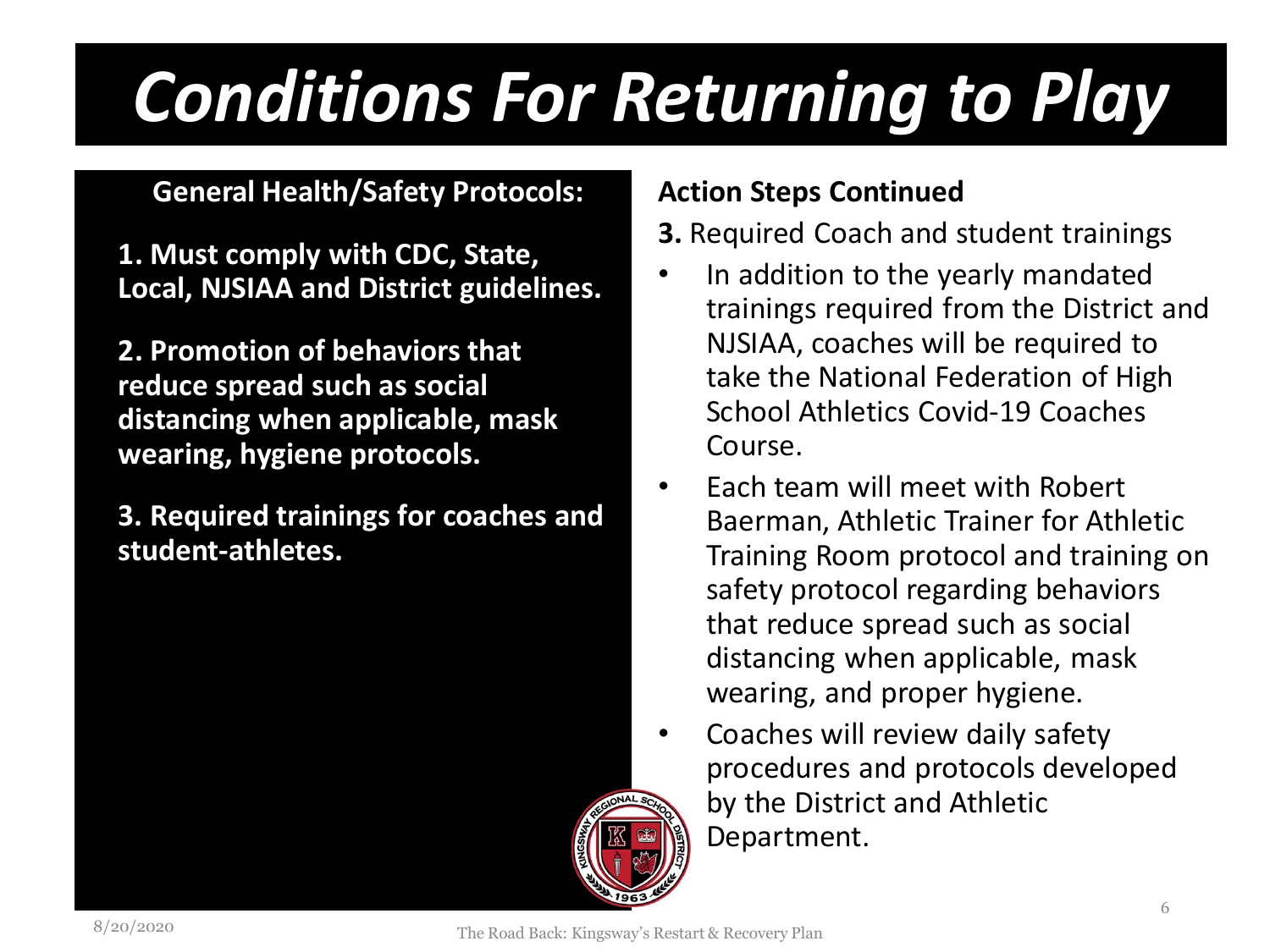# *Conditions For Returning to Play*

**General Health/Safety Protocols:**

**1. Must comply with CDC, State, Local, NJSIAA and District guidelines.**

**2. Promotion of behaviors that reduce spread such as social distancing when applicable, mask wearing, hygiene protocols.**

**3. Required trainings for coaches and student-athletes.**

**Action Steps Continued**

**3.** Required Coach and student trainings

- In addition to the yearly mandated trainings required from the District and NJSIAA, coaches will be required to take the National Federation of High School Athletics Covid-19 Coaches Course.
- Each team will meet with Robert Baerman, Athletic Trainer for Athletic Training Room protocol and training on safety protocol regarding behaviors that reduce spread such as social distancing when applicable, mask wearing, and proper hygiene.
- Coaches will review daily safety procedures and protocols developed by the District and Athletic Department.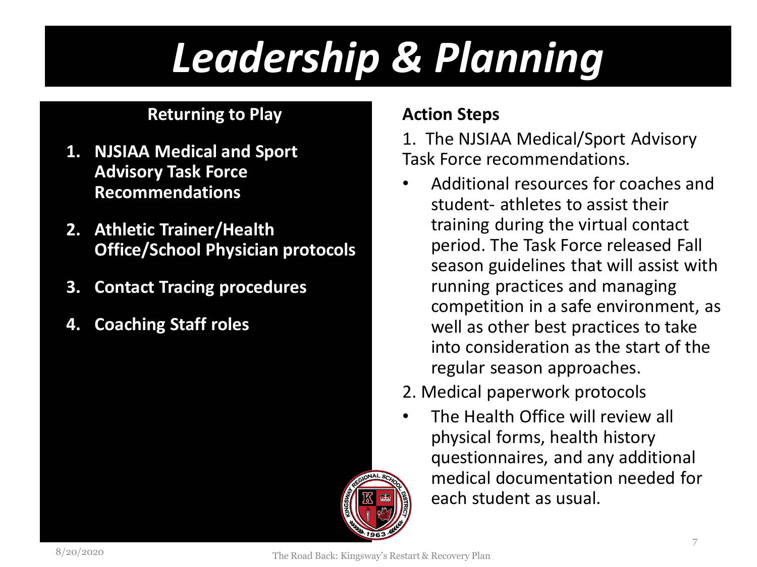# *Leadership & Planning*

**Returning to Play**

1. **NJSIAA Medical and Sport Advisory Task Force Recommendations**
2. **Athletic Trainer/Health Office/School Physician protocols**
3. **Contact Tracing procedures**
4. **Coaching Staff roles**

**Action Steps**

1. The NJSIAA Medical/Sport Advisory Task Force recommendations.

- Additional resources for coaches and student- athletes to assist their training during the virtual contact period. The Task Force released Fall season guidelines that will assist with running practices and managing competition in a safe environment, as well as other best practices to take into consideration as the start of the regular season approaches.

2. Medical paperwork protocols

- The Health Office will review all physical forms, health history questionnaires, and any additional medical documentation needed for each student as usual.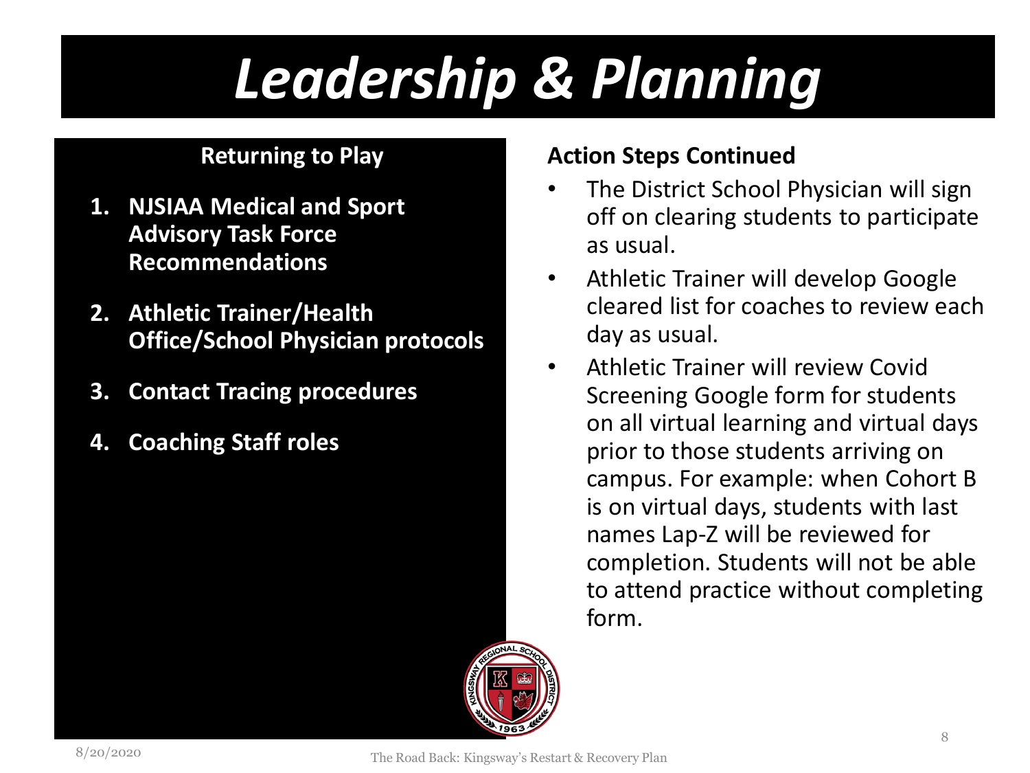# *Leadership & Planning*

### Returning to Play

1. **NJSIAA Medical and Sport Advisory Task Force Recommendations**
2. **Athletic Trainer/Health Office/School Physician protocols**
3. **Contact Tracing procedures**
4. **Coaching Staff roles**

### Action Steps Continued

- The District School Physician will sign off on clearing students to participate as usual.
- Athletic Trainer will develop Google cleared list for coaches to review each day as usual.
- Athletic Trainer will review Covid Screening Google form for students on all virtual learning and virtual days prior to those students arriving on campus. For example: when Cohort B is on virtual days, students with last names Lap-Z will be reviewed for completion. Students will not be able to attend practice without completing form.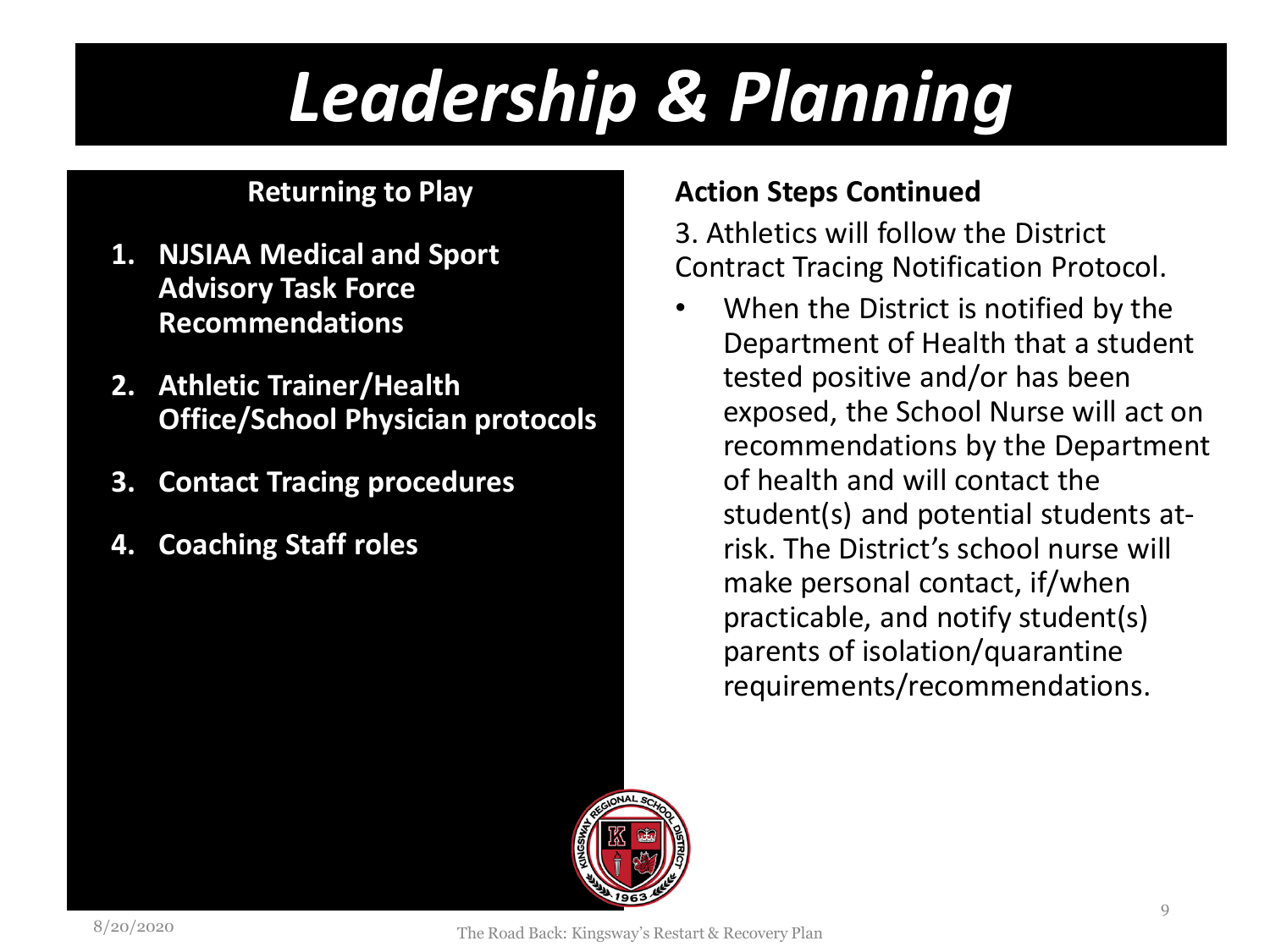# *Leadership & Planning*

**Returning to Play**

1. **NJSIAA Medical and Sport Advisory Task Force Recommendations**
2. **Athletic Trainer/Health Office/School Physician protocols**
3. **Contact Tracing procedures**
4. **Coaching Staff roles**

**Action Steps Continued**

3. Athletics will follow the District Contract Tracing Notification Protocol.

- When the District is notified by the Department of Health that a student tested positive and/or has been exposed, the School Nurse will act on recommendations by the Department of health and will contact the student(s) and potential students at-risk. The District's school nurse will make personal contact, if/when practicable, and notify student(s) parents of isolation/quarantine requirements/recommendations.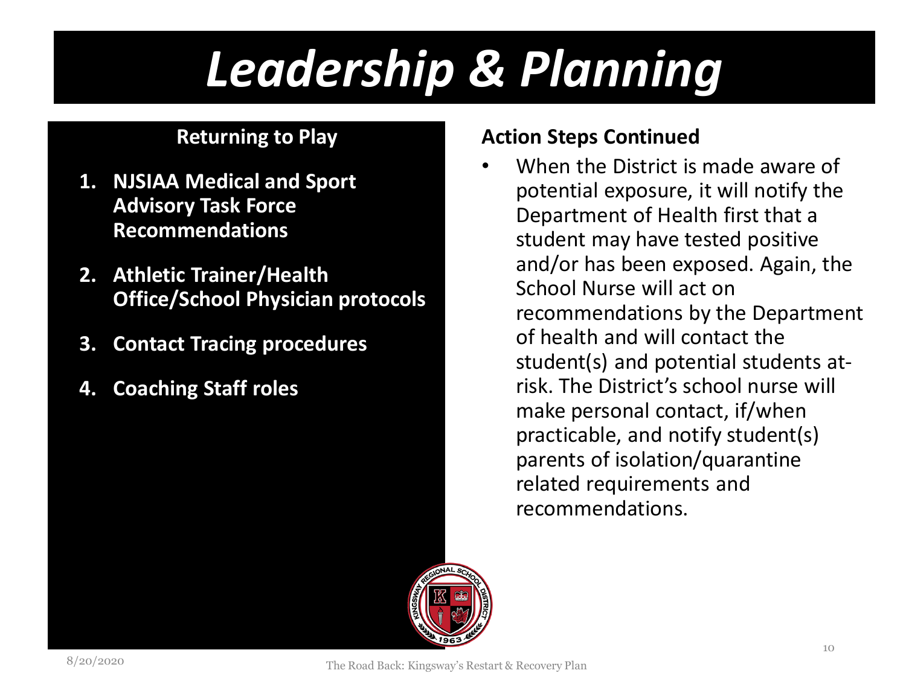# *Leadership & Planning*

**Returning to Play**

1. **NJSIAA Medical and Sport Advisory Task Force Recommendations**
2. **Athletic Trainer/Health Office/School Physician protocols**
3. **Contact Tracing procedures**
4. **Coaching Staff roles**

**Action Steps Continued**

- When the District is made aware of potential exposure, it will notify the Department of Health first that a student may have tested positive and/or has been exposed. Again, the School Nurse will act on recommendations by the Department of health and will contact the student(s) and potential students at-risk. The District's school nurse will make personal contact, if/when practicable, and notify student(s) parents of isolation/quarantine related requirements and recommendations.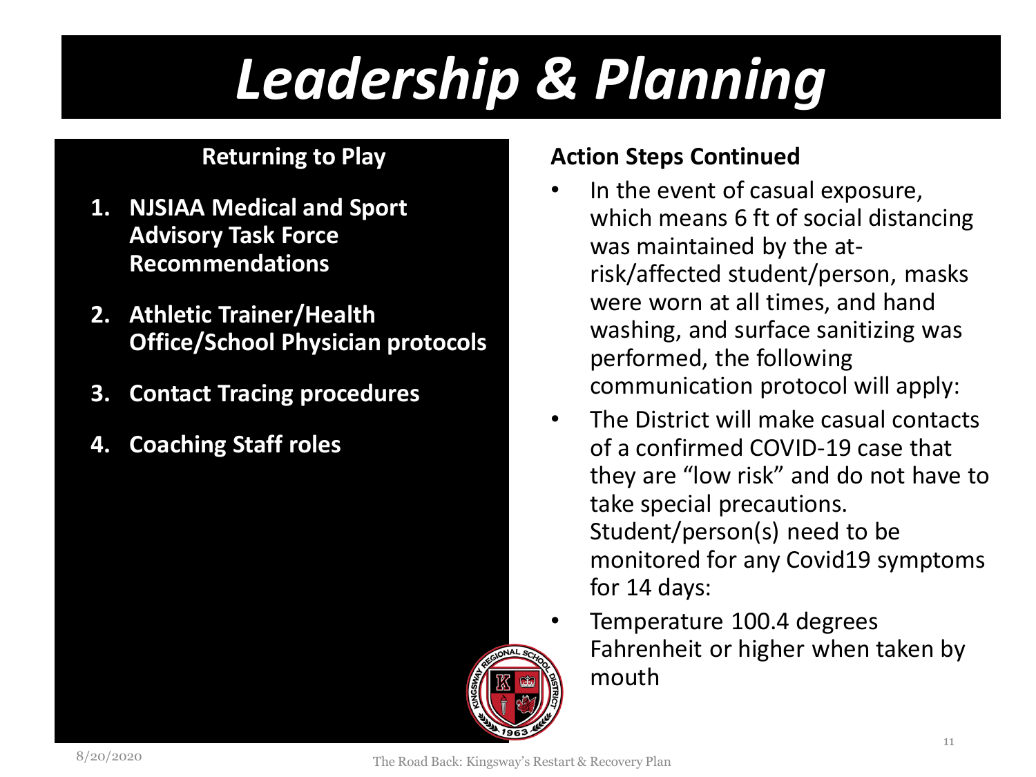# *Leadership & Planning*

**Returning to Play**

1. **NJSIAA Medical and Sport Advisory Task Force Recommendations**
2. **Athletic Trainer/Health Office/School Physician protocols**
3. **Contact Tracing procedures**
4. **Coaching Staff roles**

**Action Steps Continued**

- In the event of casual exposure, which means 6 ft of social distancing was maintained by the at-risk/affected student/person, masks were worn at all times, and hand washing, and surface sanitizing was performed, the following communication protocol will apply:
- The District will make casual contacts of a confirmed COVID-19 case that they are "low risk" and do not have to take special precautions. Student/person(s) need to be monitored for any Covid19 symptoms for 14 days:
- Temperature 100.4 degrees Fahrenheit or higher when taken by mouth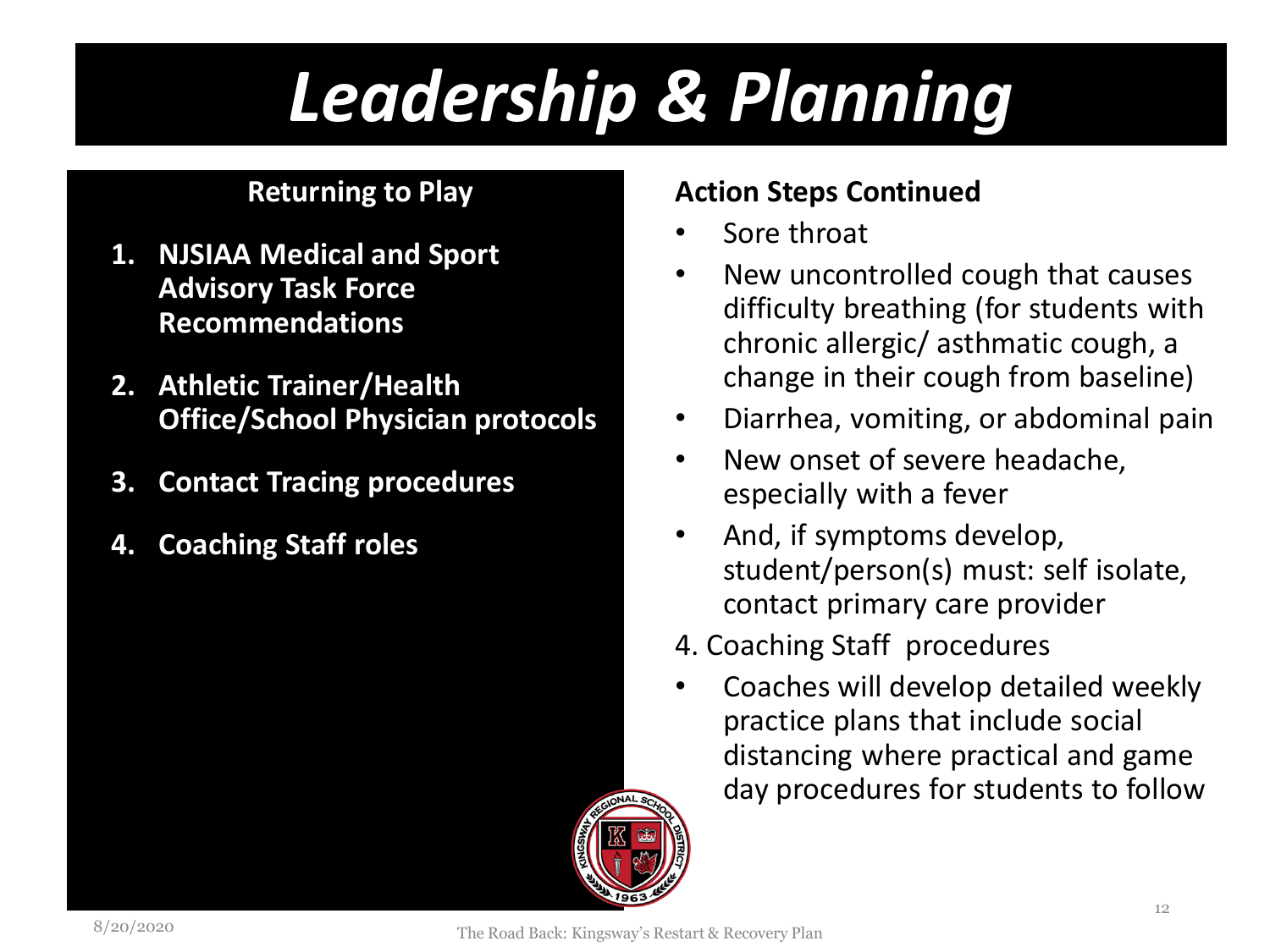# *Leadership & Planning*

**Returning to Play**

1. **NJSIAA Medical and Sport Advisory Task Force Recommendations**
2. **Athletic Trainer/Health Office/School Physician protocols**
3. **Contact Tracing procedures**
4. **Coaching Staff roles**

**Action Steps Continued**

- Sore throat
- New uncontrolled cough that causes difficulty breathing (for students with chronic allergic/ asthmatic cough, a change in their cough from baseline)
- Diarrhea, vomiting, or abdominal pain
- New onset of severe headache, especially with a fever
- And, if symptoms develop, student/person(s) must: self isolate, contact primary care provider

4. Coaching Staff procedures

- Coaches will develop detailed weekly practice plans that include social distancing where practical and game day procedures for students to follow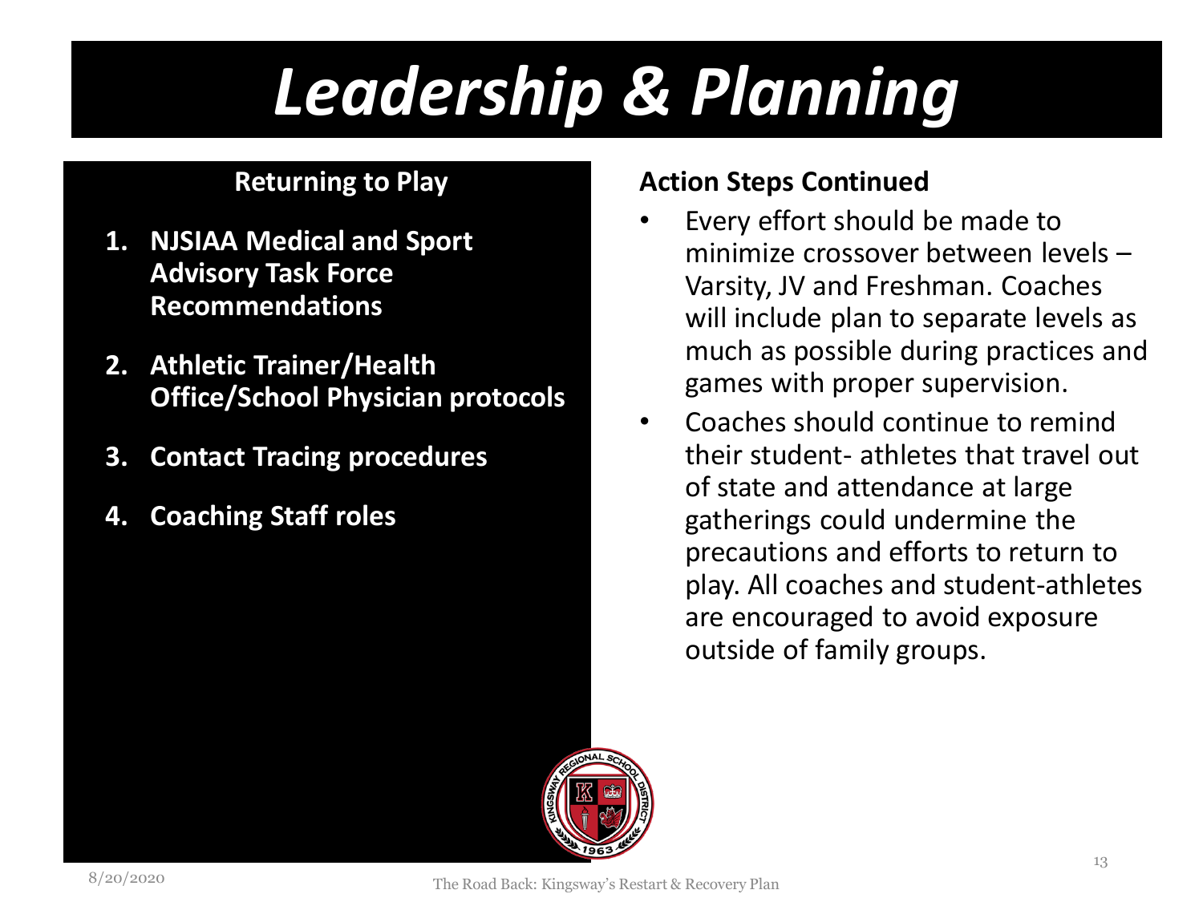# *Leadership & Planning*

**Returning to Play**

1. **NJSIAA Medical and Sport Advisory Task Force Recommendations**
2. **Athletic Trainer/Health Office/School Physician protocols**
3. **Contact Tracing procedures**
4. **Coaching Staff roles**

**Action Steps Continued**

- Every effort should be made to minimize crossover between levels – Varsity, JV and Freshman. Coaches will include plan to separate levels as much as possible during practices and games with proper supervision.
- Coaches should continue to remind their student- athletes that travel out of state and attendance at large gatherings could undermine the precautions and efforts to return to play. All coaches and student-athletes are encouraged to avoid exposure outside of family groups.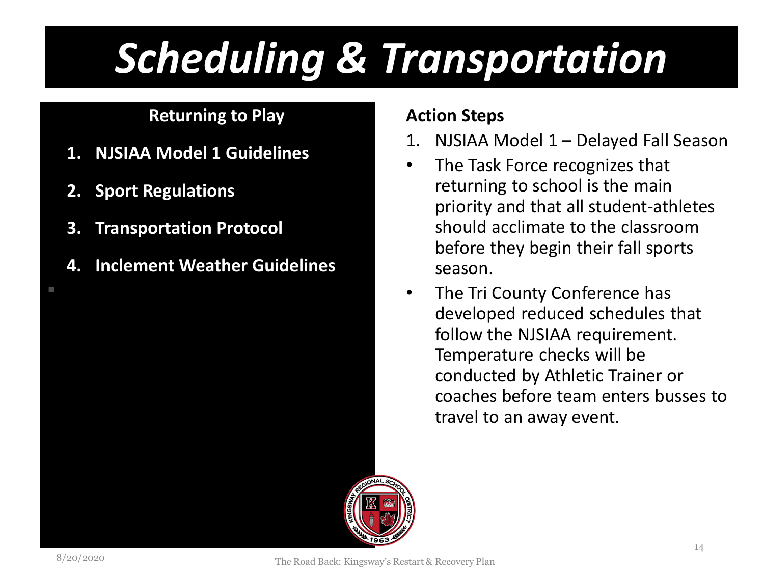# *Scheduling & Transportation*

**Returning to Play**

1. **NJSIAA Model 1 Guidelines**
2. **Sport Regulations**
3. **Transportation Protocol**
4. **Inclement Weather Guidelines**

**Action Steps**

1. NJSIAA Model 1 – Delayed Fall Season

- The Task Force recognizes that returning to school is the main priority and that all student-athletes should acclimate to the classroom before they begin their fall sports season.
- The Tri County Conference has developed reduced schedules that follow the NJSIAA requirement. Temperature checks will be conducted by Athletic Trainer or coaches before team enters busses to travel to an away event.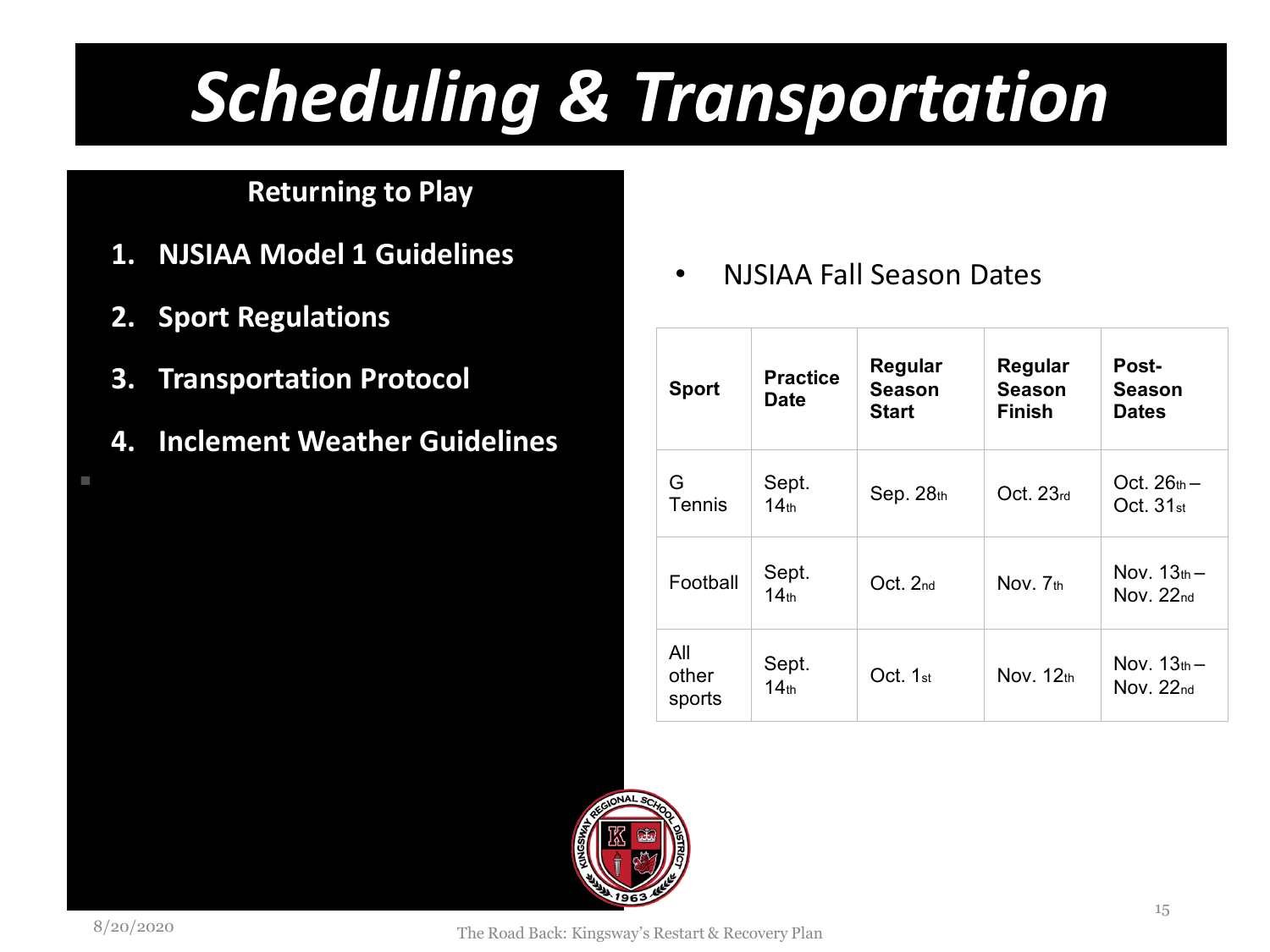# *Scheduling & Transportation*

**Returning to Play**

1. **NJSIAA Model 1 Guidelines**
2. **Sport Regulations**
3. **Transportation Protocol**
4. **Inclement Weather Guidelines**

- NJSIAA Fall Season Dates

| Sport | Practice Date | Regular Season Start | Regular Season Finish | Post-Season Dates |
|---|---|---|---|---|
| G Tennis | Sept. 14th | Sep. 28th | Oct. 23rd | Oct. 26th – Oct. 31st |
| Football | Sept. 14th | Oct. 2nd | Nov. 7th | Nov. 13th – Nov. 22nd |
| All other sports | Sept. 14th | Oct. 1st | Nov. 12th | Nov. 13th – Nov. 22nd |

8/20/2020

The Road Back: Kingsway's Restart & Recovery Plan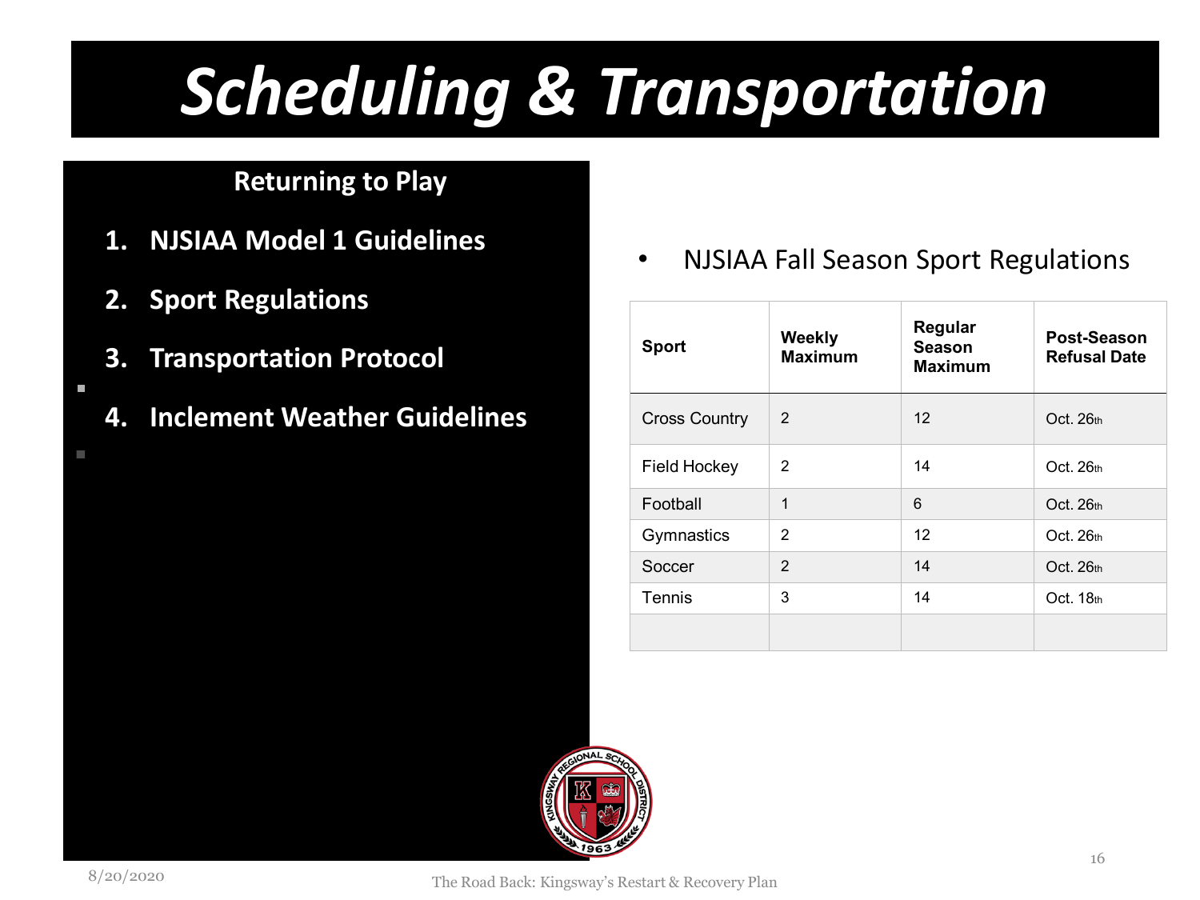# Scheduling & Transportation

## Returning to Play

1. **NJSIAA Model 1 Guidelines**
2. **Sport Regulations**
3. **Transportation Protocol**
4. **Inclement Weather Guidelines**

- NJSIAA Fall Season Sport Regulations

| Sport | Weekly Maximum | Regular Season Maximum | Post-Season Refusal Date |
|---|---|---|---|
| Cross Country | 2 | 12 | Oct. 26th |
| Field Hockey | 2 | 14 | Oct. 26th |
| Football | 1 | 6 | Oct. 26th |
| Gymnastics | 2 | 12 | Oct. 26th |
| Soccer | 2 | 14 | Oct. 26th |
| Tennis | 3 | 14 | Oct. 18th |
| | | | |

8/20/2020

The Road Back: Kingsway's Restart & Recovery Plan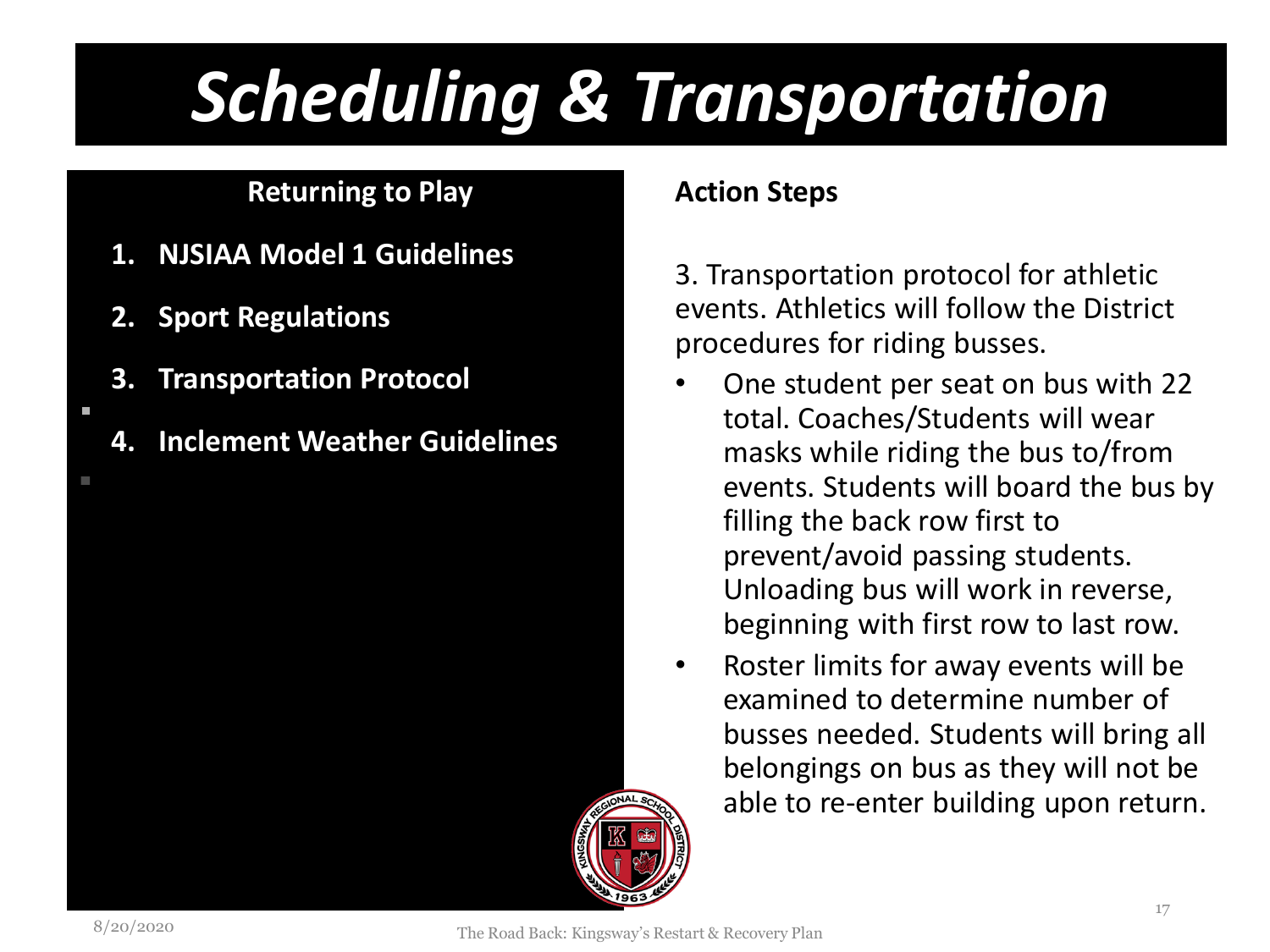# *Scheduling & Transportation*

**Returning to Play**

1. **NJSIAA Model 1 Guidelines**
2. **Sport Regulations**
3. **Transportation Protocol**
4. **Inclement Weather Guidelines**

**Action Steps**

3. Transportation protocol for athletic events. Athletics will follow the District procedures for riding busses.

- One student per seat on bus with 22 total. Coaches/Students will wear masks while riding the bus to/from events. Students will board the bus by filling the back row first to prevent/avoid passing students. Unloading bus will work in reverse, beginning with first row to last row.
- Roster limits for away events will be examined to determine number of busses needed. Students will bring all belongings on bus as they will not be able to re-enter building upon return.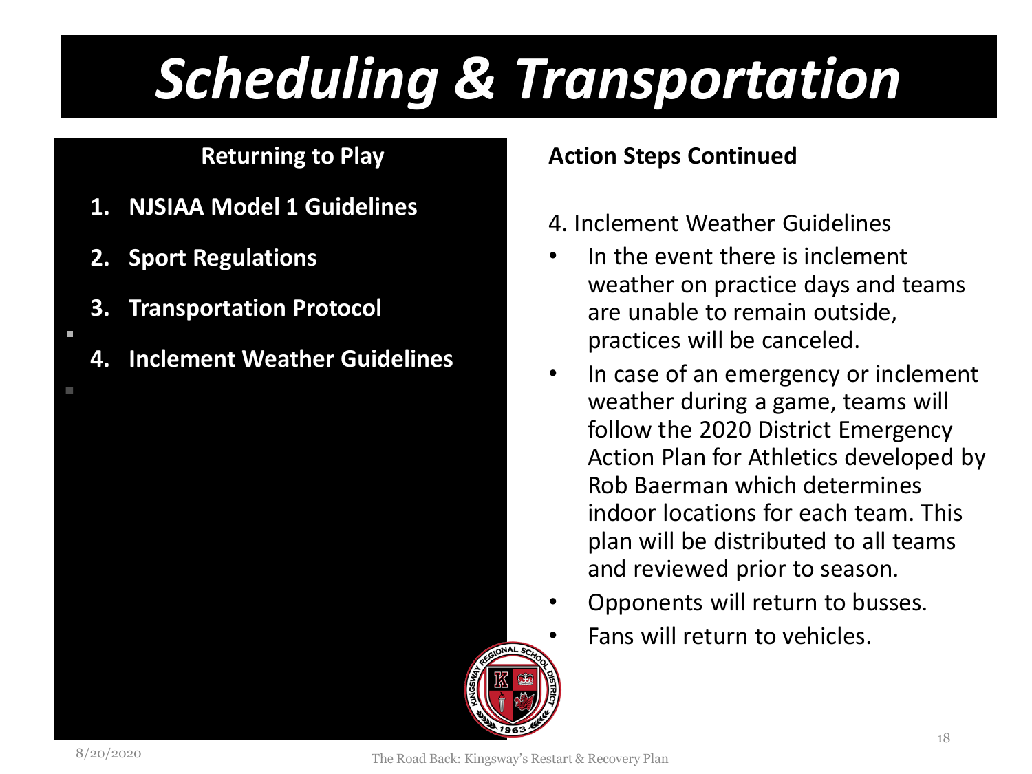# Scheduling & Transportation

**Returning to Play**

1. **NJSIAA Model 1 Guidelines**
2. **Sport Regulations**
3. **Transportation Protocol**
4. **Inclement Weather Guidelines**

**Action Steps Continued**

4. Inclement Weather Guidelines

- In the event there is inclement weather on practice days and teams are unable to remain outside, practices will be canceled.
- In case of an emergency or inclement weather during a game, teams will follow the 2020 District Emergency Action Plan for Athletics developed by Rob Baerman which determines indoor locations for each team. This plan will be distributed to all teams and reviewed prior to season.
- Opponents will return to busses.
- Fans will return to vehicles.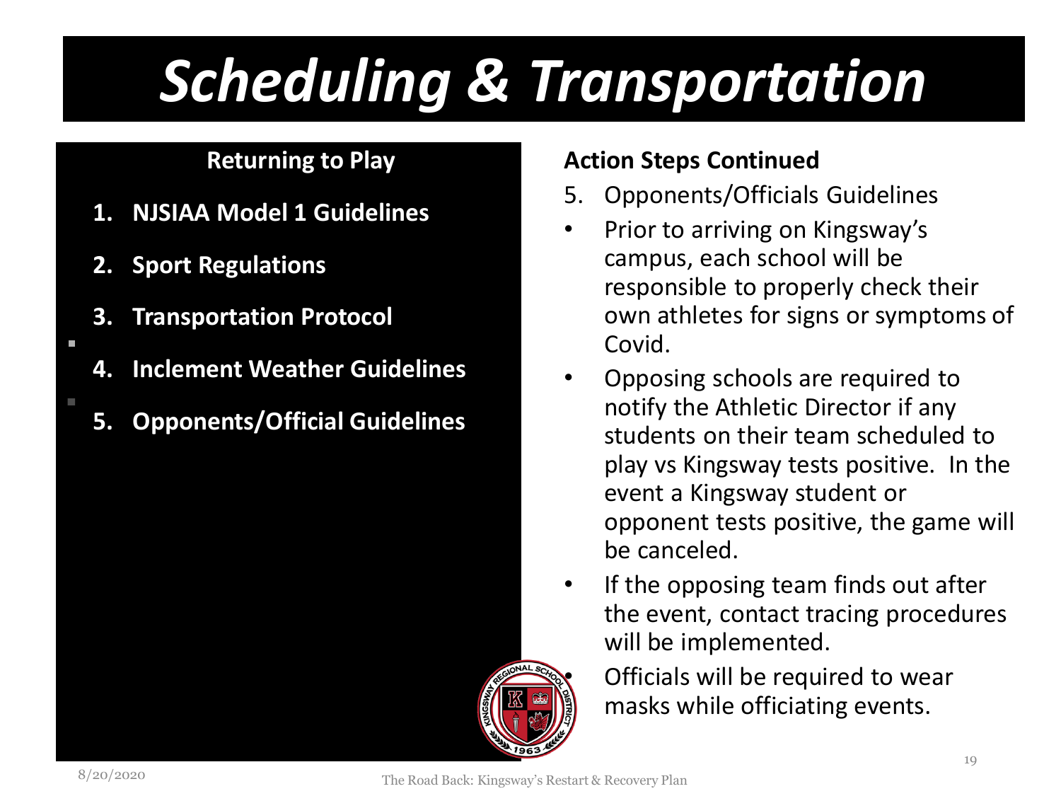# *Scheduling & Transportation*

**Returning to Play**

1. **NJSIAA Model 1 Guidelines**
2. **Sport Regulations**
3. **Transportation Protocol**
4. **Inclement Weather Guidelines**
5. **Opponents/Official Guidelines**

**Action Steps Continued**

5. Opponents/Officials Guidelines

- Prior to arriving on Kingsway's campus, each school will be responsible to properly check their own athletes for signs or symptoms of Covid.
- Opposing schools are required to notify the Athletic Director if any students on their team scheduled to play vs Kingsway tests positive. In the event a Kingsway student or opponent tests positive, the game will be canceled.
- If the opposing team finds out after the event, contact tracing procedures will be implemented.
- Officials will be required to wear masks while officiating events.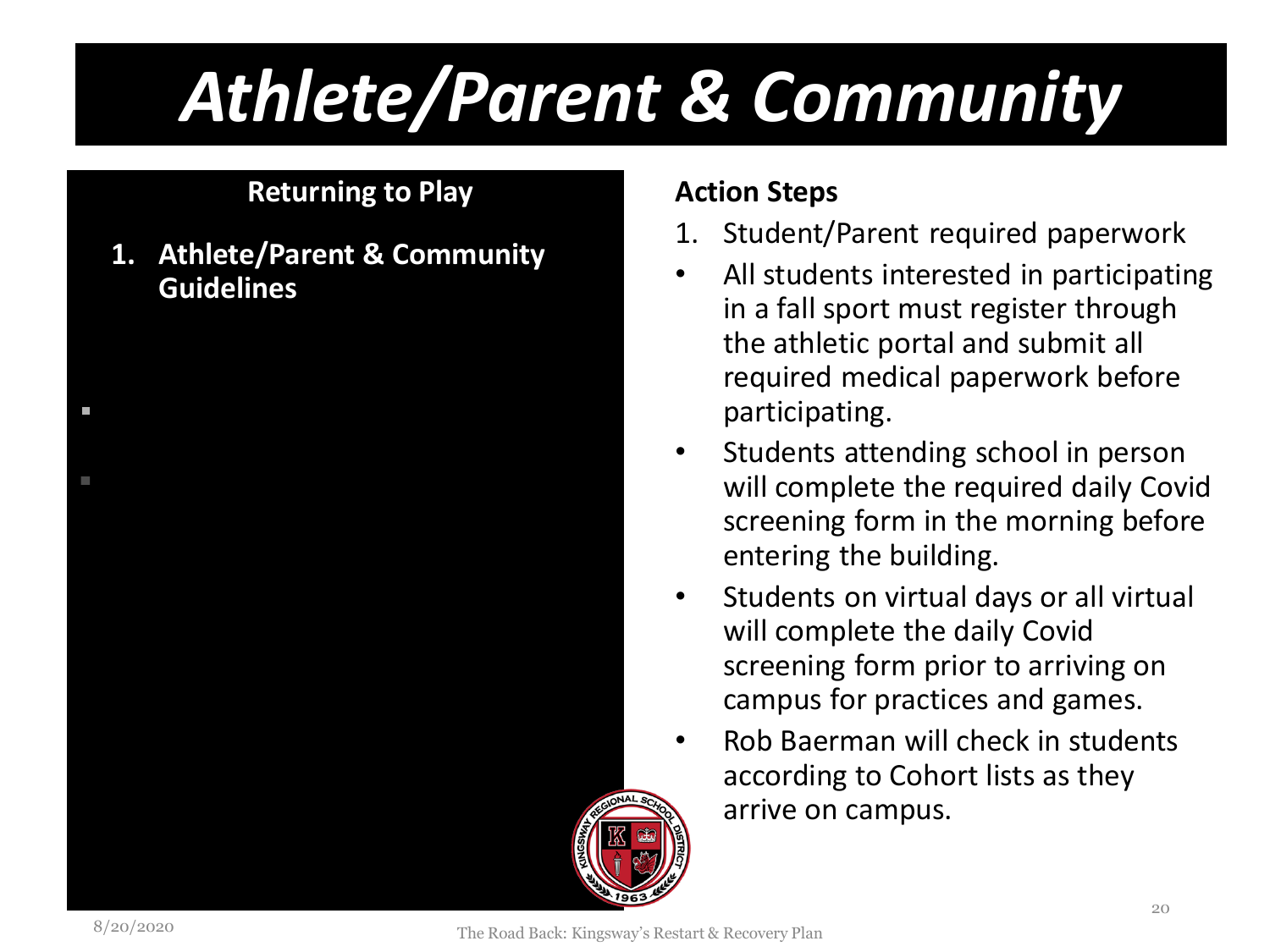# *Athlete/Parent & Community*

**Returning to Play**

1. **Athlete/Parent & Community Guidelines**

**Action Steps**

1. Student/Parent required paperwork

- All students interested in participating in a fall sport must register through the athletic portal and submit all required medical paperwork before participating.
- Students attending school in person will complete the required daily Covid screening form in the morning before entering the building.
- Students on virtual days or all virtual will complete the daily Covid screening form prior to arriving on campus for practices and games.
- Rob Baerman will check in students according to Cohort lists as they arrive on campus.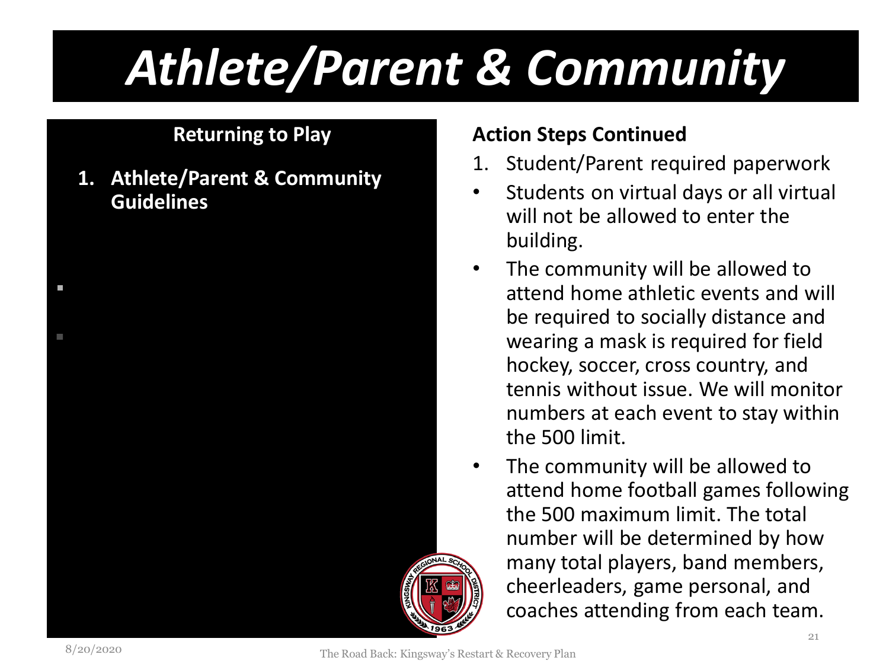# *Athlete/Parent & Community*

**Returning to Play**

1. **Athlete/Parent & Community Guidelines**

**Action Steps Continued**

1. Student/Parent required paperwork

- Students on virtual days or all virtual will not be allowed to enter the building.
- The community will be allowed to attend home athletic events and will be required to socially distance and wearing a mask is required for field hockey, soccer, cross country, and tennis without issue. We will monitor numbers at each event to stay within the 500 limit.
- The community will be allowed to attend home football games following the 500 maximum limit. The total number will be determined by how many total players, band members, cheerleaders, game personal, and coaches attending from each team.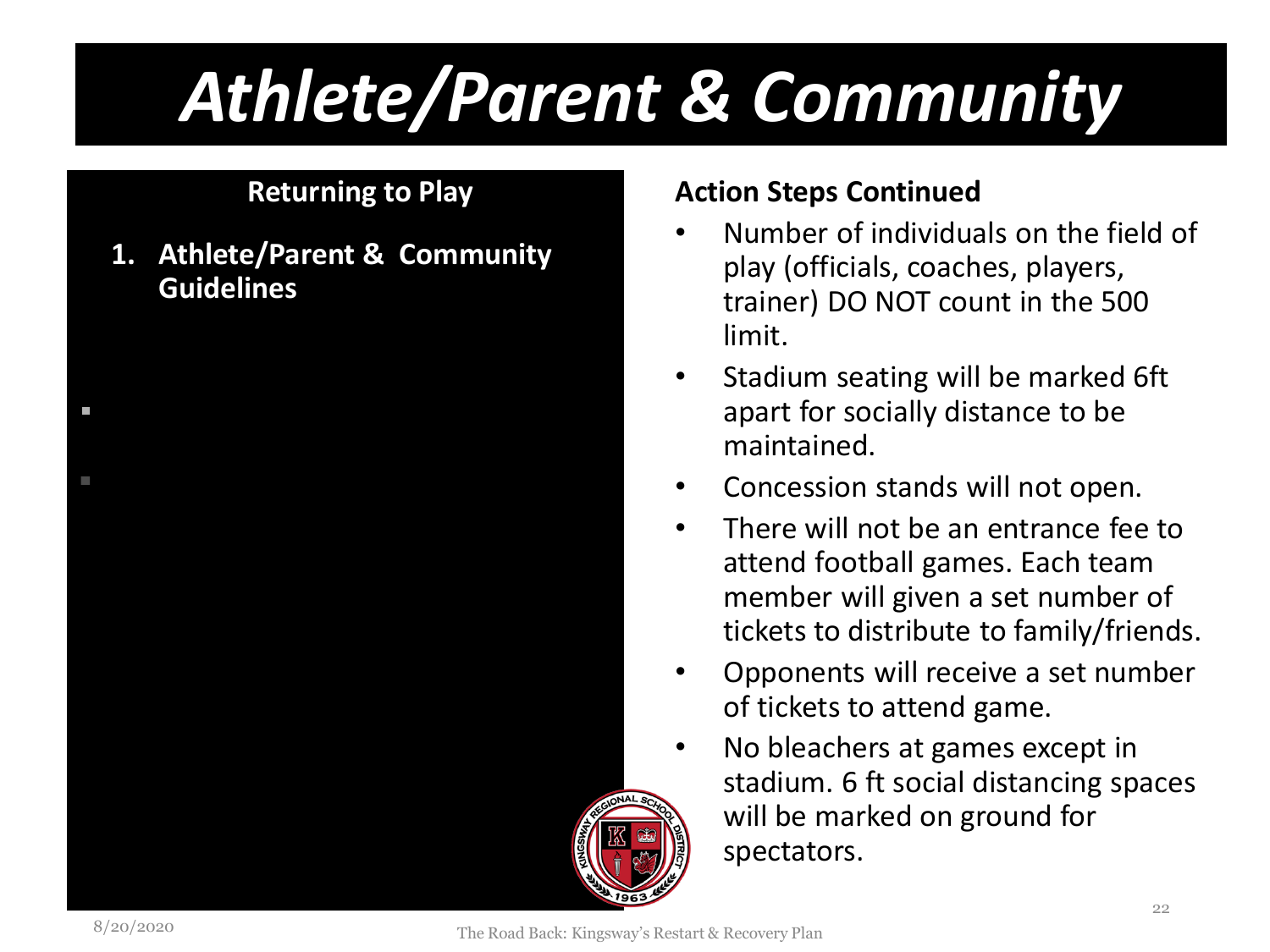# Athlete/Parent & Community

**Returning to Play**

1. **Athlete/Parent & Community Guidelines**

**Action Steps Continued**

- Number of individuals on the field of play (officials, coaches, players, trainer) DO NOT count in the 500 limit.
- Stadium seating will be marked 6ft apart for socially distance to be maintained.
- Concession stands will not open.
- There will not be an entrance fee to attend football games. Each team member will given a set number of tickets to distribute to family/friends.
- Opponents will receive a set number of tickets to attend game.
- No bleachers at games except in stadium. 6 ft social distancing spaces will be marked on ground for spectators.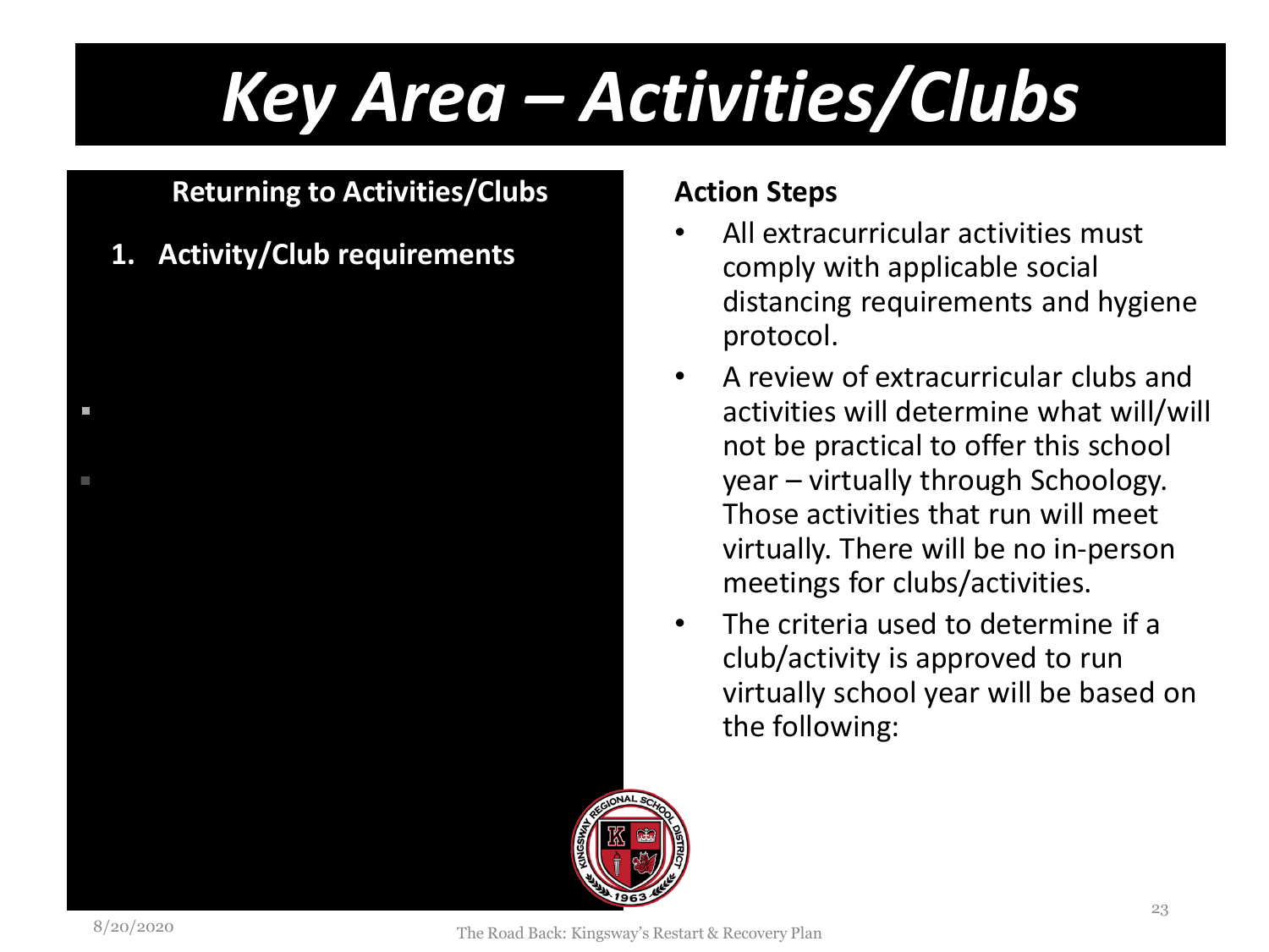# Key Area – Activities/Clubs

**Returning to Activities/Clubs**

1. **Activity/Club requirements**

**Action Steps**

- All extracurricular activities must comply with applicable social distancing requirements and hygiene protocol.
- A review of extracurricular clubs and activities will determine what will/will not be practical to offer this school year – virtually through Schoology. Those activities that run will meet virtually. There will be no in-person meetings for clubs/activities.
- The criteria used to determine if a club/activity is approved to run virtually school year will be based on the following: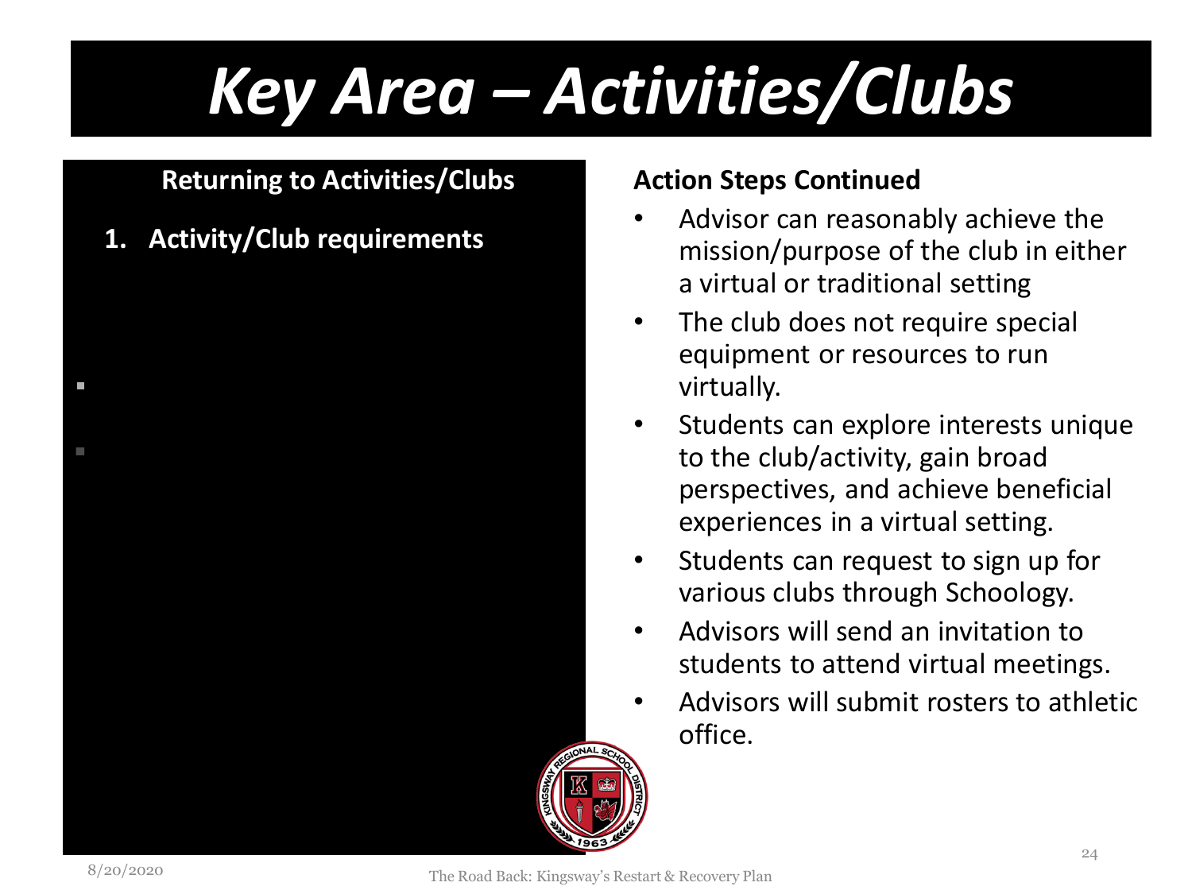# Key Area – Activities/Clubs

**Returning to Activities/Clubs**

1. **Activity/Club requirements**

**Action Steps Continued**

- Advisor can reasonably achieve the mission/purpose of the club in either a virtual or traditional setting
- The club does not require special equipment or resources to run virtually.
- Students can explore interests unique to the club/activity, gain broad perspectives, and achieve beneficial experiences in a virtual setting.
- Students can request to sign up for various clubs through Schoology.
- Advisors will send an invitation to students to attend virtual meetings.
- Advisors will submit rosters to athletic office.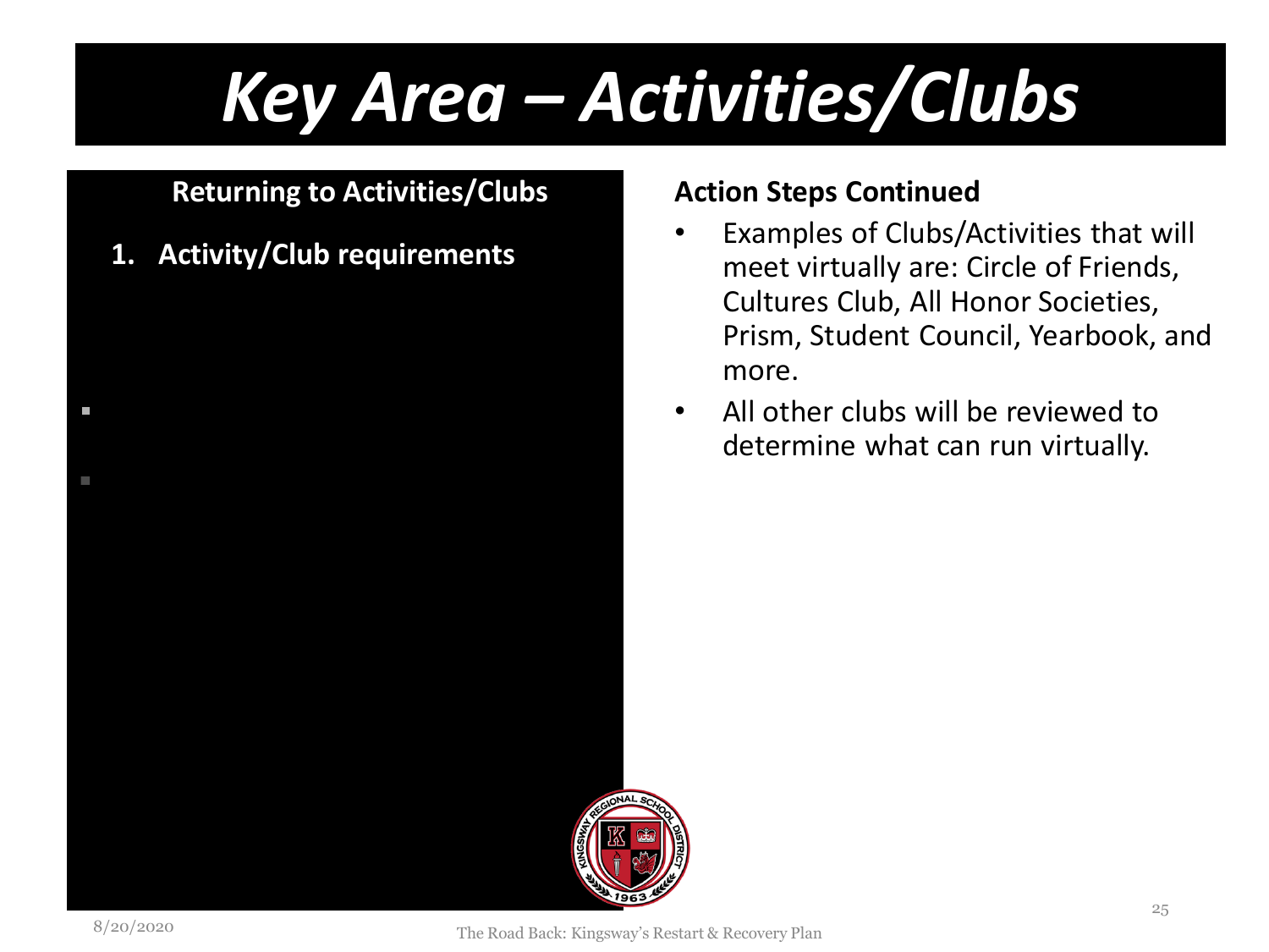# Key Area – Activities/Clubs

**Returning to Activities/Clubs**

1. **Activity/Club requirements**

**Action Steps Continued**

- Examples of Clubs/Activities that will meet virtually are: Circle of Friends, Cultures Club, All Honor Societies, Prism, Student Council, Yearbook, and more.
- All other clubs will be reviewed to determine what can run virtually.